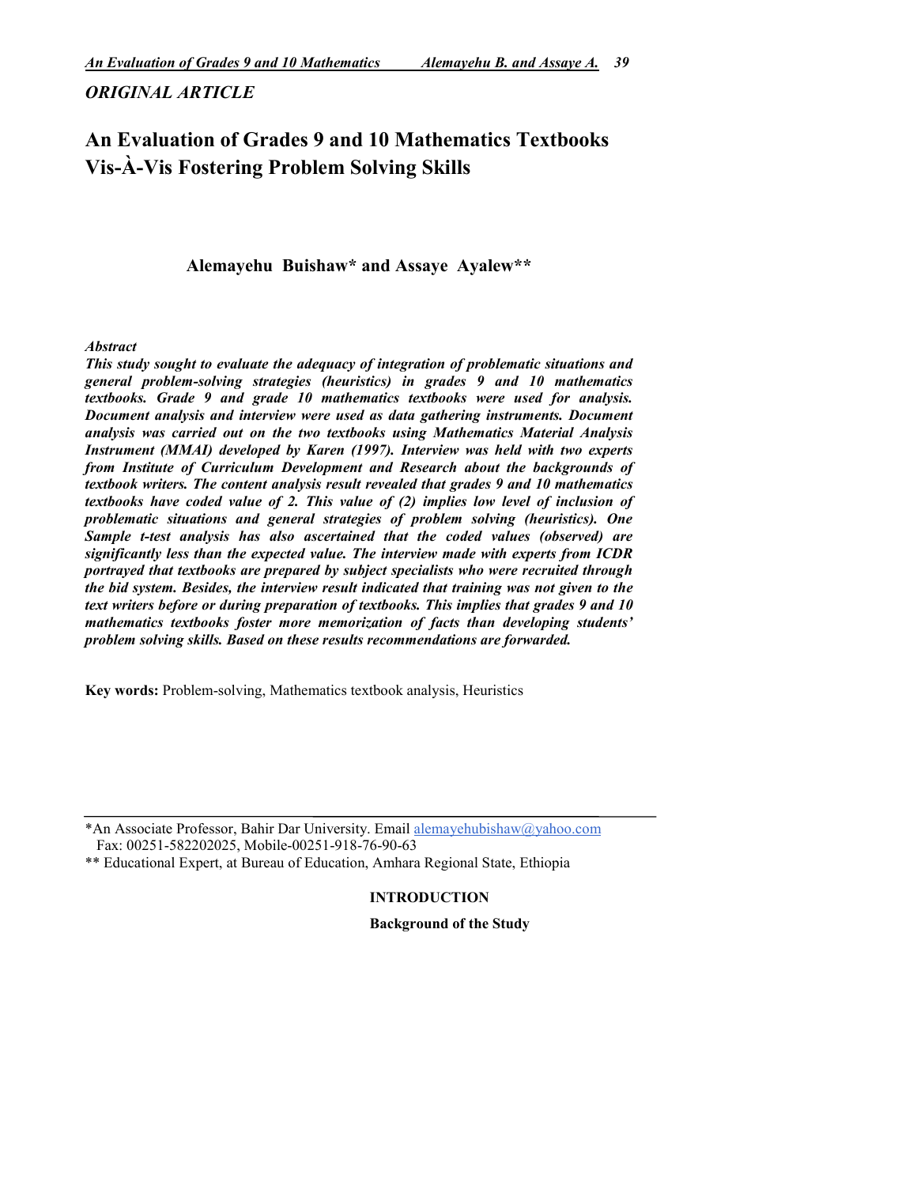*ORIGINAL ARTICLE*

# An Evaluation of Grades 9 and 10 Mathematics Textbooks Vis-À-Vis Fostering Problem Solving Skills

**Alemayehu Buishaw\* and Assaye Ayalew\*\***

*Abstract*

***This study sought to evaluate the adequacy of integration of problematic situations and general problem-solving strategies (heuristics) in grades 9 and 10 mathematics textbooks. Grade 9 and grade 10 mathematics textbooks were used for analysis. Document analysis and interview were used as data gathering instruments. Document analysis was carried out on the two textbooks using Mathematics Material Analysis Instrument (MMAI) developed by Karen (1997). Interview was held with two experts from Institute of Curriculum Development and Research about the backgrounds of textbook writers. The content analysis result revealed that grades 9 and 10 mathematics textbooks have coded value of 2. This value of (2) implies low level of inclusion of problematic situations and general strategies of problem solving (heuristics). One Sample t-test analysis has also ascertained that the coded values (observed) are significantly less than the expected value. The interview made with experts from ICDR portrayed that textbooks are prepared by subject specialists who were recruited through the bid system. Besides, the interview result indicated that training was not given to the text writers before or during preparation of textbooks. This implies that grades 9 and 10 mathematics textbooks foster more memorization of facts than developing students' problem solving skills. Based on these results recommendations are forwarded.***

**Key words:** Problem-solving, Mathematics textbook analysis, Heuristics

---

\*An Associate Professor, Bahir Dar University. Email alemayehubishaw@yahoo.com
Fax: 00251-582202025, Mobile-00251-918-76-90-63

\*\* Educational Expert, at Bureau of Education, Amhara Regional State, Ethiopia

## INTRODUCTION

### Background of the Study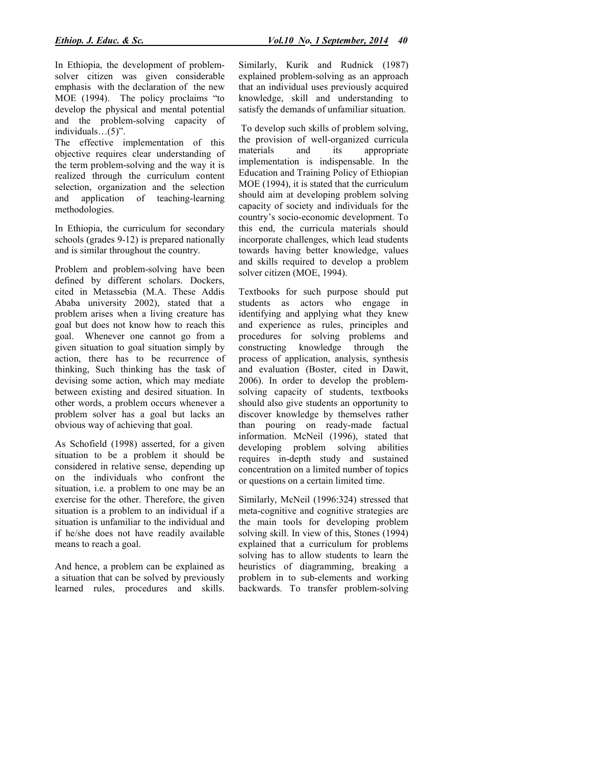In Ethiopia, the development of problem-solver citizen was given considerable emphasis with the declaration of the new MOE (1994). The policy proclaims "to develop the physical and mental potential and the problem-solving capacity of individuals…(5)".

The effective implementation of this objective requires clear understanding of the term problem-solving and the way it is realized through the curriculum content selection, organization and the selection and application of teaching-learning methodologies.

In Ethiopia, the curriculum for secondary schools (grades 9-12) is prepared nationally and is similar throughout the country.

Problem and problem-solving have been defined by different scholars. Dockers, cited in Metassebia (M.A. These Addis Ababa university 2002), stated that a problem arises when a living creature has goal but does not know how to reach this goal. Whenever one cannot go from a given situation to goal situation simply by action, there has to be recurrence of thinking, Such thinking has the task of devising some action, which may mediate between existing and desired situation. In other words, a problem occurs whenever a problem solver has a goal but lacks an obvious way of achieving that goal.

As Schofield (1998) asserted, for a given situation to be a problem it should be considered in relative sense, depending up on the individuals who confront the situation, i.e. a problem to one may be an exercise for the other. Therefore, the given situation is a problem to an individual if a situation is unfamiliar to the individual and if he/she does not have readily available means to reach a goal.

And hence, a problem can be explained as a situation that can be solved by previously learned rules, procedures and skills. Similarly, Kurik and Rudnick (1987) explained problem-solving as an approach that an individual uses previously acquired knowledge, skill and understanding to satisfy the demands of unfamiliar situation.

To develop such skills of problem solving, the provision of well-organized curricula materials and its appropriate implementation is indispensable. In the Education and Training Policy of Ethiopian MOE (1994), it is stated that the curriculum should aim at developing problem solving capacity of society and individuals for the country's socio-economic development. To this end, the curricula materials should incorporate challenges, which lead students towards having better knowledge, values and skills required to develop a problem solver citizen (MOE, 1994).

Textbooks for such purpose should put students as actors who engage in identifying and applying what they knew and experience as rules, principles and procedures for solving problems and constructing knowledge through the process of application, analysis, synthesis and evaluation (Boster, cited in Dawit, 2006). In order to develop the problem-solving capacity of students, textbooks should also give students an opportunity to discover knowledge by themselves rather than pouring on ready-made factual information. McNeil (1996), stated that developing problem solving abilities requires in-depth study and sustained concentration on a limited number of topics or questions on a certain limited time.

Similarly, McNeil (1996:324) stressed that meta-cognitive and cognitive strategies are the main tools for developing problem solving skill. In view of this, Stones (1994) explained that a curriculum for problems solving has to allow students to learn the heuristics of diagramming, breaking a problem in to sub-elements and working backwards. To transfer problem-solving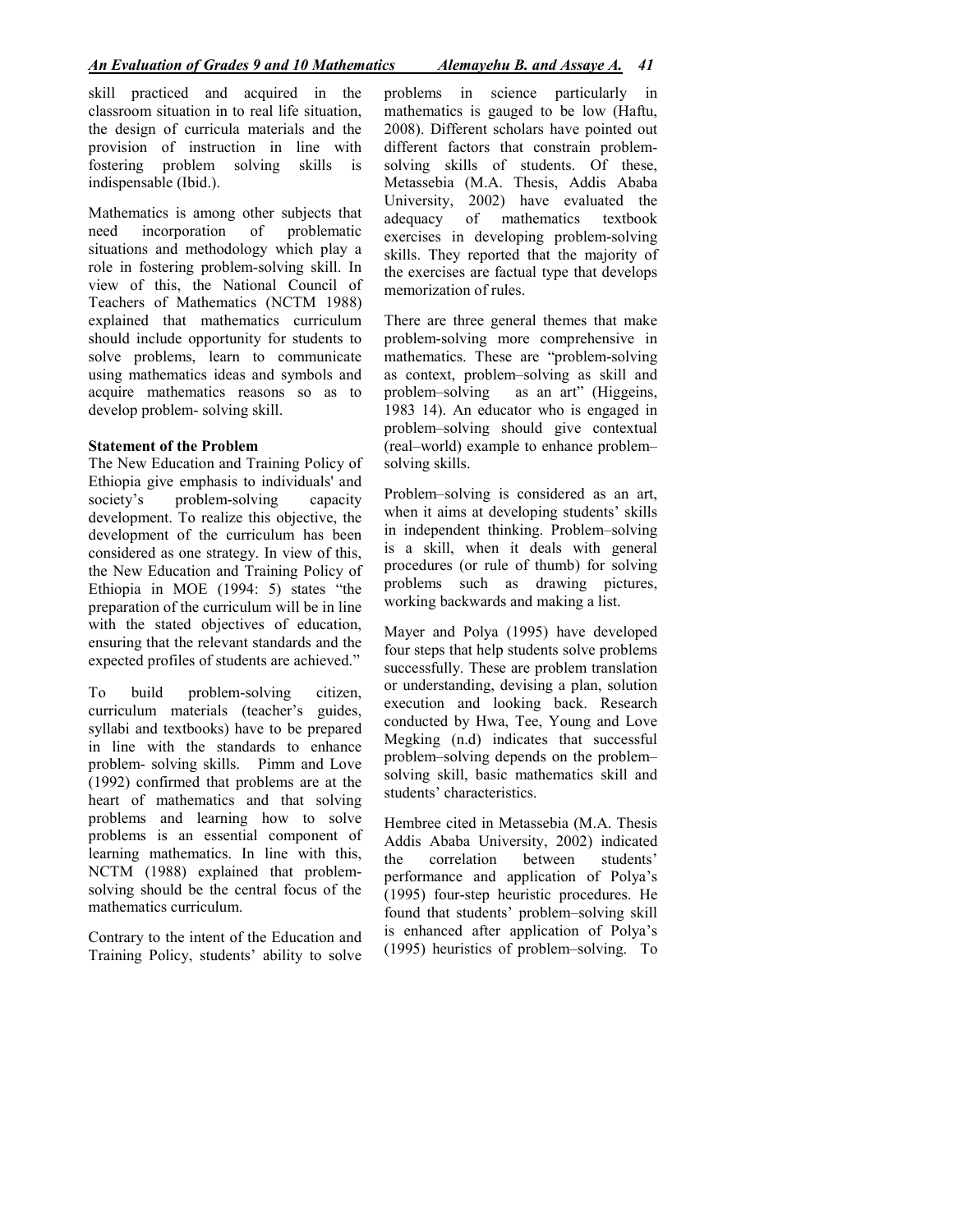skill practiced and acquired in the classroom situation in to real life situation, the design of curricula materials and the provision of instruction in line with fostering problem solving skills is indispensable (Ibid.).

Mathematics is among other subjects that need incorporation of problematic situations and methodology which play a role in fostering problem-solving skill. In view of this, the National Council of Teachers of Mathematics (NCTM 1988) explained that mathematics curriculum should include opportunity for students to solve problems, learn to communicate using mathematics ideas and symbols and acquire mathematics reasons so as to develop problem- solving skill.

**Statement of the Problem**

The New Education and Training Policy of Ethiopia give emphasis to individuals' and society's problem-solving capacity development. To realize this objective, the development of the curriculum has been considered as one strategy. In view of this, the New Education and Training Policy of Ethiopia in MOE (1994: 5) states "the preparation of the curriculum will be in line with the stated objectives of education, ensuring that the relevant standards and the expected profiles of students are achieved."

To build problem-solving citizen, curriculum materials (teacher's guides, syllabi and textbooks) have to be prepared in line with the standards to enhance problem- solving skills. Pimm and Love (1992) confirmed that problems are at the heart of mathematics and that solving problems and learning how to solve problems is an essential component of learning mathematics. In line with this, NCTM (1988) explained that problem-solving should be the central focus of the mathematics curriculum.

Contrary to the intent of the Education and Training Policy, students' ability to solve problems in science particularly in mathematics is gauged to be low (Haftu, 2008). Different scholars have pointed out different factors that constrain problem-solving skills of students. Of these, Metassebia (M.A. Thesis, Addis Ababa University, 2002) have evaluated the adequacy of mathematics textbook exercises in developing problem-solving skills. They reported that the majority of the exercises are factual type that develops memorization of rules.

There are three general themes that make problem-solving more comprehensive in mathematics. These are "problem-solving as context, problem–solving as skill and problem–solving as an art" (Higgeins, 1983 14). An educator who is engaged in problem–solving should give contextual (real–world) example to enhance problem–solving skills.

Problem–solving is considered as an art, when it aims at developing students' skills in independent thinking. Problem–solving is a skill, when it deals with general procedures (or rule of thumb) for solving problems such as drawing pictures, working backwards and making a list.

Mayer and Polya (1995) have developed four steps that help students solve problems successfully. These are problem translation or understanding, devising a plan, solution execution and looking back. Research conducted by Hwa, Tee, Young and Love Megking (n.d) indicates that successful problem–solving depends on the problem–solving skill, basic mathematics skill and students' characteristics.

Hembree cited in Metassebia (M.A. Thesis Addis Ababa University, 2002) indicated the correlation between students' performance and application of Polya's (1995) four-step heuristic procedures. He found that students' problem–solving skill is enhanced after application of Polya's (1995) heuristics of problem–solving. To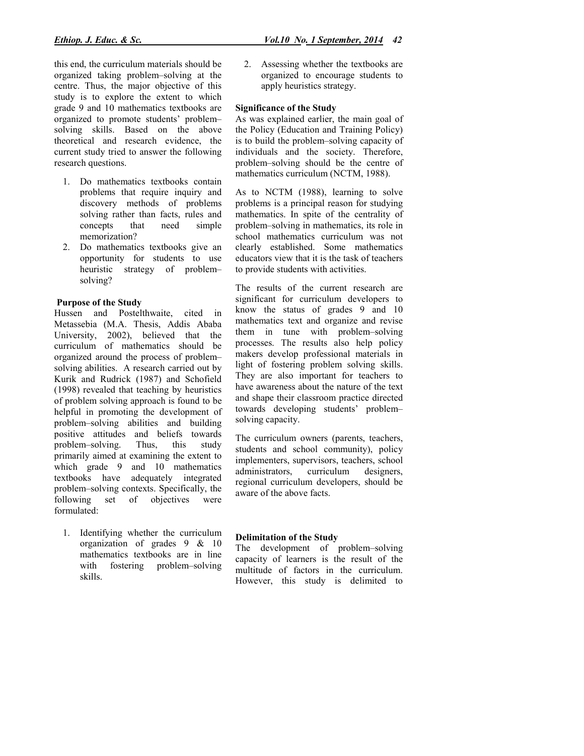this end, the curriculum materials should be organized taking problem–solving at the centre. Thus, the major objective of this study is to explore the extent to which grade 9 and 10 mathematics textbooks are organized to promote students' problem–solving skills. Based on the above theoretical and research evidence, the current study tried to answer the following research questions.

1. Do mathematics textbooks contain problems that require inquiry and discovery methods of problems solving rather than facts, rules and concepts that need simple memorization?
2. Do mathematics textbooks give an opportunity for students to use heuristic strategy of problem–solving?

**Purpose of the Study**

Hussen and Postelthwaite, cited in Metassebia (M.A. Thesis, Addis Ababa University, 2002), believed that the curriculum of mathematics should be organized around the process of problem–solving abilities. A research carried out by Kurik and Rudrick (1987) and Schofield (1998) revealed that teaching by heuristics of problem solving approach is found to be helpful in promoting the development of problem–solving abilities and building positive attitudes and beliefs towards problem–solving. Thus, this study primarily aimed at examining the extent to which grade 9 and 10 mathematics textbooks have adequately integrated problem–solving contexts. Specifically, the following set of objectives were formulated:

1. Identifying whether the curriculum organization of grades 9 & 10 mathematics textbooks are in line with fostering problem–solving skills.
2. Assessing whether the textbooks are organized to encourage students to apply heuristics strategy.

**Significance of the Study**

As was explained earlier, the main goal of the Policy (Education and Training Policy) is to build the problem–solving capacity of individuals and the society. Therefore, problem–solving should be the centre of mathematics curriculum (NCTM, 1988).

As to NCTM (1988), learning to solve problems is a principal reason for studying mathematics. In spite of the centrality of problem–solving in mathematics, its role in school mathematics curriculum was not clearly established. Some mathematics educators view that it is the task of teachers to provide students with activities.

The results of the current research are significant for curriculum developers to know the status of grades 9 and 10 mathematics text and organize and revise them in tune with problem–solving processes. The results also help policy makers develop professional materials in light of fostering problem solving skills. They are also important for teachers to have awareness about the nature of the text and shape their classroom practice directed towards developing students' problem–solving capacity.

The curriculum owners (parents, teachers, students and school community), policy implementers, supervisors, teachers, school administrators, curriculum designers, regional curriculum developers, should be aware of the above facts.

**Delimitation of the Study**

The development of problem–solving capacity of learners is the result of the multitude of factors in the curriculum. However, this study is delimited to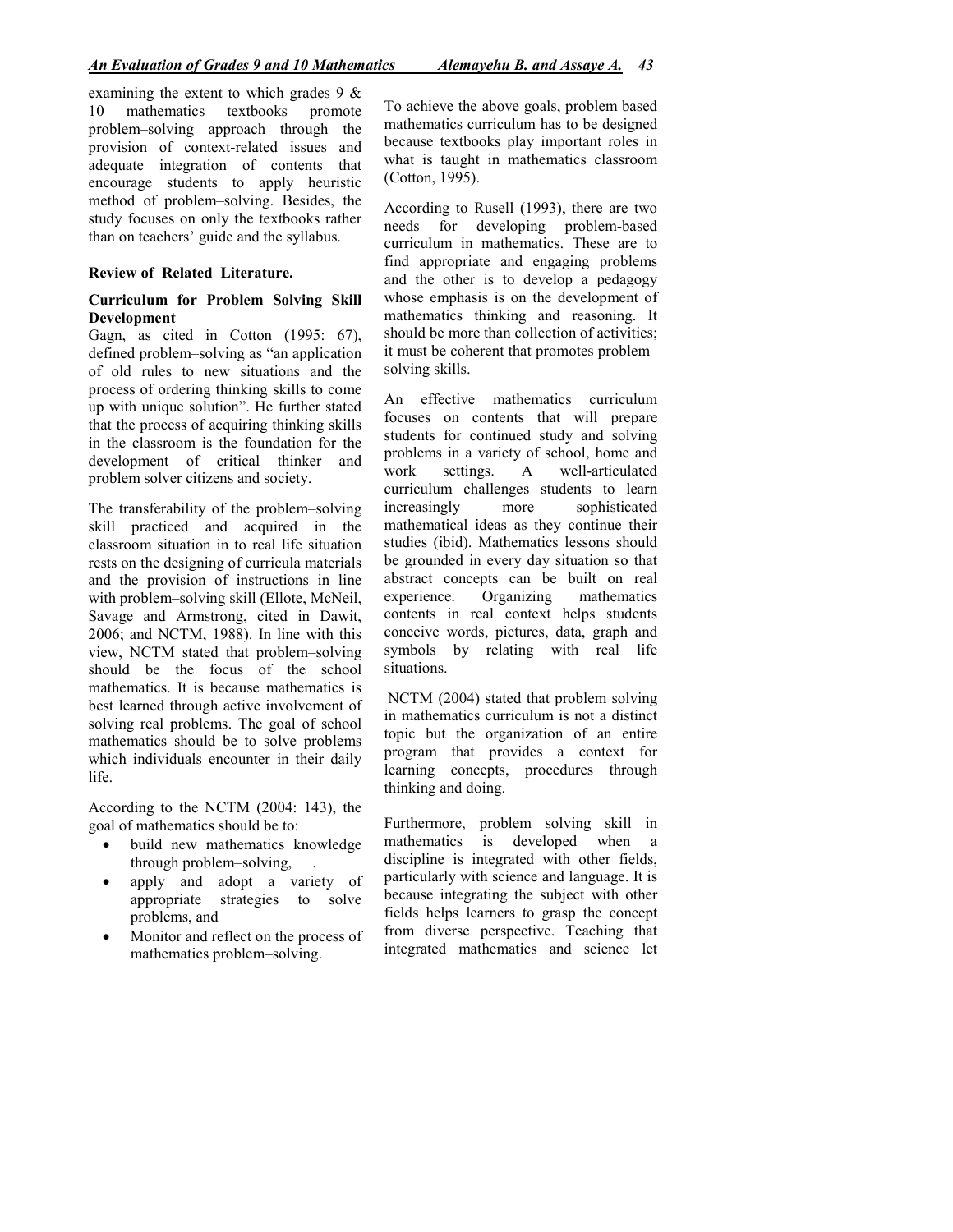examining the extent to which grades 9 & 10 mathematics textbooks promote problem–solving approach through the provision of context-related issues and adequate integration of contents that encourage students to apply heuristic method of problem–solving. Besides, the study focuses on only the textbooks rather than on teachers' guide and the syllabus.

## Review of Related Literature.

### Curriculum for Problem Solving Skill Development

Gagn, as cited in Cotton (1995: 67), defined problem–solving as "an application of old rules to new situations and the process of ordering thinking skills to come up with unique solution". He further stated that the process of acquiring thinking skills in the classroom is the foundation for the development of critical thinker and problem solver citizens and society.

The transferability of the problem–solving skill practiced and acquired in the classroom situation in to real life situation rests on the designing of curricula materials and the provision of instructions in line with problem–solving skill (Ellote, McNeil, Savage and Armstrong, cited in Dawit, 2006; and NCTM, 1988). In line with this view, NCTM stated that problem–solving should be the focus of the school mathematics. It is because mathematics is best learned through active involvement of solving real problems. The goal of school mathematics should be to solve problems which individuals encounter in their daily life.

According to the NCTM (2004: 143), the goal of mathematics should be to:

- build new mathematics knowledge through problem–solving, .
- apply and adopt a variety of appropriate strategies to solve problems, and
- Monitor and reflect on the process of mathematics problem–solving.

To achieve the above goals, problem based mathematics curriculum has to be designed because textbooks play important roles in what is taught in mathematics classroom (Cotton, 1995).

According to Rusell (1993), there are two needs for developing problem-based curriculum in mathematics. These are to find appropriate and engaging problems and the other is to develop a pedagogy whose emphasis is on the development of mathematics thinking and reasoning. It should be more than collection of activities; it must be coherent that promotes problem–solving skills.

An effective mathematics curriculum focuses on contents that will prepare students for continued study and solving problems in a variety of school, home and work settings. A well-articulated curriculum challenges students to learn increasingly more sophisticated mathematical ideas as they continue their studies (ibid). Mathematics lessons should be grounded in every day situation so that abstract concepts can be built on real experience. Organizing mathematics contents in real context helps students conceive words, pictures, data, graph and symbols by relating with real life situations.

NCTM (2004) stated that problem solving in mathematics curriculum is not a distinct topic but the organization of an entire program that provides a context for learning concepts, procedures through thinking and doing.

Furthermore, problem solving skill in mathematics is developed when a discipline is integrated with other fields, particularly with science and language. It is because integrating the subject with other fields helps learners to grasp the concept from diverse perspective. Teaching that integrated mathematics and science let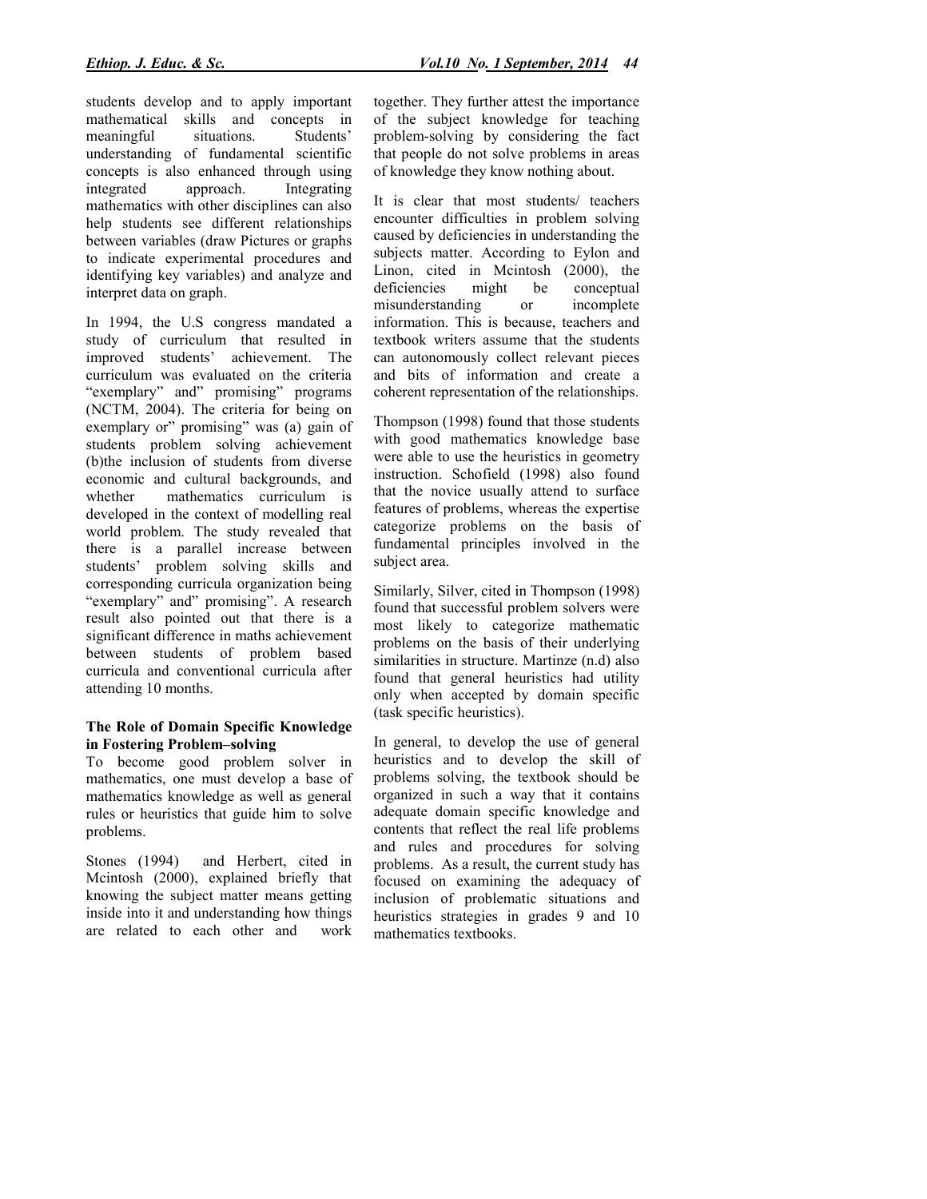students develop and to apply important mathematical skills and concepts in meaningful situations. Students' understanding of fundamental scientific concepts is also enhanced through using integrated approach. Integrating mathematics with other disciplines can also help students see different relationships between variables (draw Pictures or graphs to indicate experimental procedures and identifying key variables) and analyze and interpret data on graph.

In 1994, the U.S congress mandated a study of curriculum that resulted in improved students' achievement. The curriculum was evaluated on the criteria "exemplary" and" promising" programs (NCTM, 2004). The criteria for being on exemplary or" promising" was (a) gain of students problem solving achievement (b)the inclusion of students from diverse economic and cultural backgrounds, and whether mathematics curriculum is developed in the context of modelling real world problem. The study revealed that there is a parallel increase between students' problem solving skills and corresponding curricula organization being "exemplary" and" promising". A research result also pointed out that there is a significant difference in maths achievement between students of problem based curricula and conventional curricula after attending 10 months.

### The Role of Domain Specific Knowledge in Fostering Problem–solving

To become good problem solver in mathematics, one must develop a base of mathematics knowledge as well as general rules or heuristics that guide him to solve problems.

Stones (1994) and Herbert, cited in Mcintosh (2000), explained briefly that knowing the subject matter means getting inside into it and understanding how things are related to each other and work together. They further attest the importance of the subject knowledge for teaching problem-solving by considering the fact that people do not solve problems in areas of knowledge they know nothing about.

It is clear that most students/ teachers encounter difficulties in problem solving caused by deficiencies in understanding the subjects matter. According to Eylon and Linon, cited in Mcintosh (2000), the deficiencies might be conceptual misunderstanding or incomplete information. This is because, teachers and textbook writers assume that the students can autonomously collect relevant pieces and bits of information and create a coherent representation of the relationships.

Thompson (1998) found that those students with good mathematics knowledge base were able to use the heuristics in geometry instruction. Schofield (1998) also found that the novice usually attend to surface features of problems, whereas the expertise categorize problems on the basis of fundamental principles involved in the subject area.

Similarly, Silver, cited in Thompson (1998) found that successful problem solvers were most likely to categorize mathematic problems on the basis of their underlying similarities in structure. Martinze (n.d) also found that general heuristics had utility only when accepted by domain specific (task specific heuristics).

In general, to develop the use of general heuristics and to develop the skill of problems solving, the textbook should be organized in such a way that it contains adequate domain specific knowledge and contents that reflect the real life problems and rules and procedures for solving problems. As a result, the current study has focused on examining the adequacy of inclusion of problematic situations and heuristics strategies in grades 9 and 10 mathematics textbooks.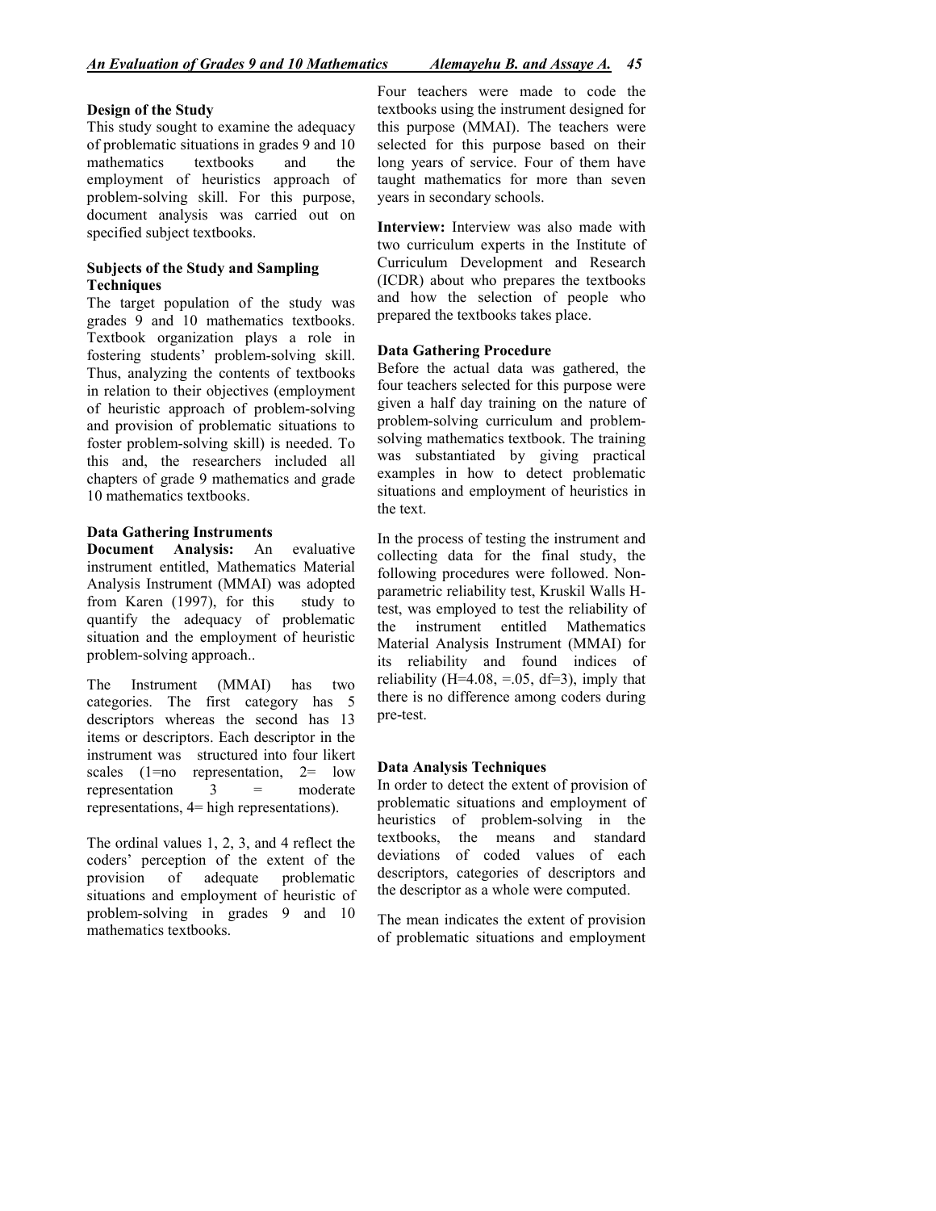**Design of the Study**

This study sought to examine the adequacy of problematic situations in grades 9 and 10 mathematics textbooks and the employment of heuristics approach of problem-solving skill. For this purpose, document analysis was carried out on specified subject textbooks.

**Subjects of the Study and Sampling Techniques**

The target population of the study was grades 9 and 10 mathematics textbooks. Textbook organization plays a role in fostering students' problem-solving skill. Thus, analyzing the contents of textbooks in relation to their objectives (employment of heuristic approach of problem-solving and provision of problematic situations to foster problem-solving skill) is needed. To this and, the researchers included all chapters of grade 9 mathematics and grade 10 mathematics textbooks.

**Data Gathering Instruments**

**Document Analysis:** An evaluative instrument entitled, Mathematics Material Analysis Instrument (MMAI) was adopted from Karen (1997), for this study to quantify the adequacy of problematic situation and the employment of heuristic problem-solving approach..

The Instrument (MMAI) has two categories. The first category has 5 descriptors whereas the second has 13 items or descriptors. Each descriptor in the instrument was structured into four likert scales (1=no representation, 2= low representation 3 = moderate representations, 4= high representations).

The ordinal values 1, 2, 3, and 4 reflect the coders' perception of the extent of the provision of adequate problematic situations and employment of heuristic of problem-solving in grades 9 and 10 mathematics textbooks.

Four teachers were made to code the textbooks using the instrument designed for this purpose (MMAI). The teachers were selected for this purpose based on their long years of service. Four of them have taught mathematics for more than seven years in secondary schools.

**Interview:** Interview was also made with two curriculum experts in the Institute of Curriculum Development and Research (ICDR) about who prepares the textbooks and how the selection of people who prepared the textbooks takes place.

**Data Gathering Procedure**

Before the actual data was gathered, the four teachers selected for this purpose were given a half day training on the nature of problem-solving curriculum and problem-solving mathematics textbook. The training was substantiated by giving practical examples in how to detect problematic situations and employment of heuristics in the text.

In the process of testing the instrument and collecting data for the final study, the following procedures were followed. Non-parametric reliability test, Kruskil Walls H-test, was employed to test the reliability of the instrument entitled Mathematics Material Analysis Instrument (MMAI) for its reliability and found indices of reliability ($H=4.08$, $=.05$, $df=3$), imply that there is no difference among coders during pre-test.

**Data Analysis Techniques**

In order to detect the extent of provision of problematic situations and employment of heuristics of problem-solving in the textbooks, the means and standard deviations of coded values of each descriptors, categories of descriptors and the descriptor as a whole were computed.

The mean indicates the extent of provision of problematic situations and employment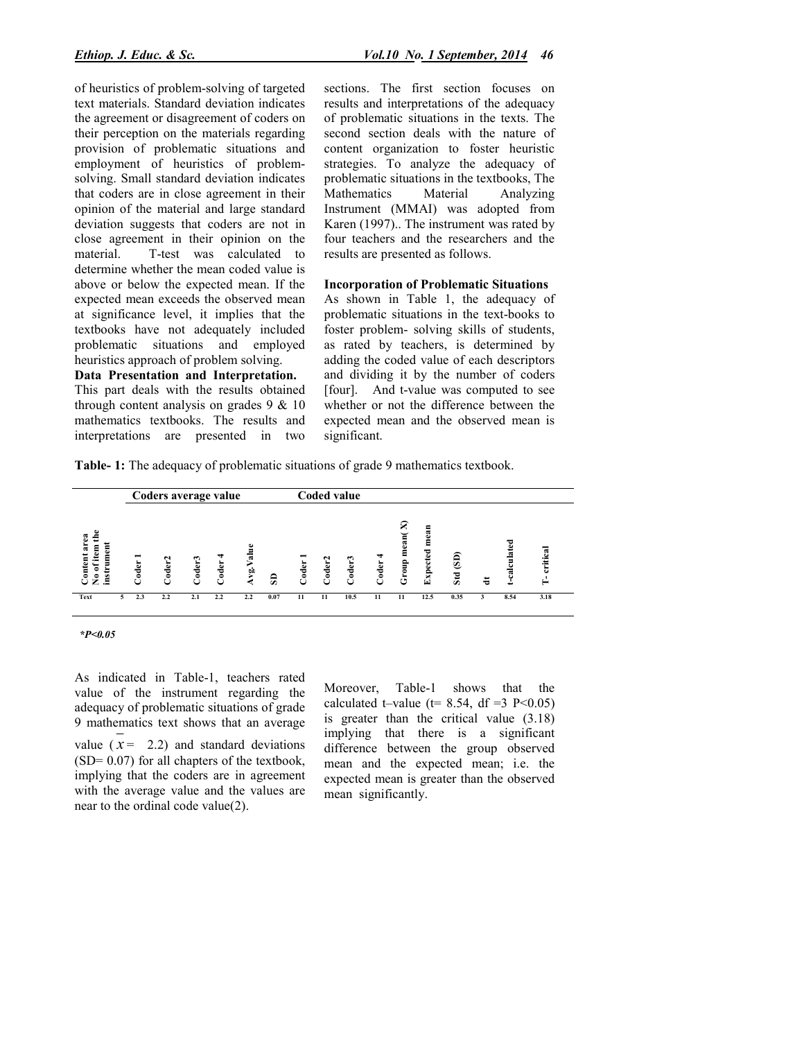of heuristics of problem-solving of targeted text materials. Standard deviation indicates the agreement or disagreement of coders on their perception on the materials regarding provision of problematic situations and employment of heuristics of problem-solving. Small standard deviation indicates that coders are in close agreement in their opinion of the material and large standard deviation suggests that coders are not in close agreement in their opinion on the material. T-test was calculated to determine whether the mean coded value is above or below the expected mean. If the expected mean exceeds the observed mean at significance level, it implies that the textbooks have not adequately included problematic situations and employed heuristics approach of problem solving.

**Data Presentation and Interpretation.**

This part deals with the results obtained through content analysis on grades 9 & 10 mathematics textbooks. The results and interpretations are presented in two sections. The first section focuses on results and interpretations of the adequacy of problematic situations in the texts. The second section deals with the nature of content organization to foster heuristic strategies. To analyze the adequacy of problematic situations in the textbooks, The Mathematics Material Analyzing Instrument (MMAI) was adopted from Karen (1997).. The instrument was rated by four teachers and the researchers and the results are presented as follows.

**Incorporation of Problematic Situations**

As shown in Table 1, the adequacy of problematic situations in the text-books to foster problem- solving skills of students, as rated by teachers, is determined by adding the coded value of each descriptors and dividing it by the number of coders [four]. And t-value was computed to see whether or not the difference between the expected mean and the observed mean is significant.

**Table- 1:** The adequacy of problematic situations of grade 9 mathematics textbook.

| | | Coders average value | | | | | | Coded value | | | | | | | | | |
|---|---|---|---|---|---|---|---|---|---|---|---|---|---|---|---|---|---|
| Content area | No of item the instrument | Coder 1 | Coder2 | Coder3 | Coder 4 | Avg.Value | SD | Coder 1 | Coder2 | Coder3 | Coder 4 | Group mean( X) | Expected mean | Std (SD) | df | t-calculated | T- critical |
| Text | 5 | 2.3 | 2.2 | 2.1 | 2.2 | 2.2 | 0.07 | 11 | 11 | 10.5 | 11 | 11 | 12.5 | 0.35 | 3 | 8.54 | 3.18 |

**P<0.05*

As indicated in Table-1, teachers rated value of the instrument regarding the adequacy of problematic situations of grade 9 mathematics text shows that an average value ($\bar{x}=$ 2.2) and standard deviations (SD= 0.07) for all chapters of the textbook, implying that the coders are in agreement with the average value and the values are near to the ordinal code value(2).

Moreover, Table-1 shows that the calculated t–value ($t= 8.54$, $df =3$ $P<0.05$) is greater than the critical value (3.18) implying that there is a significant difference between the group observed mean and the expected mean; i.e. the expected mean is greater than the observed mean significantly.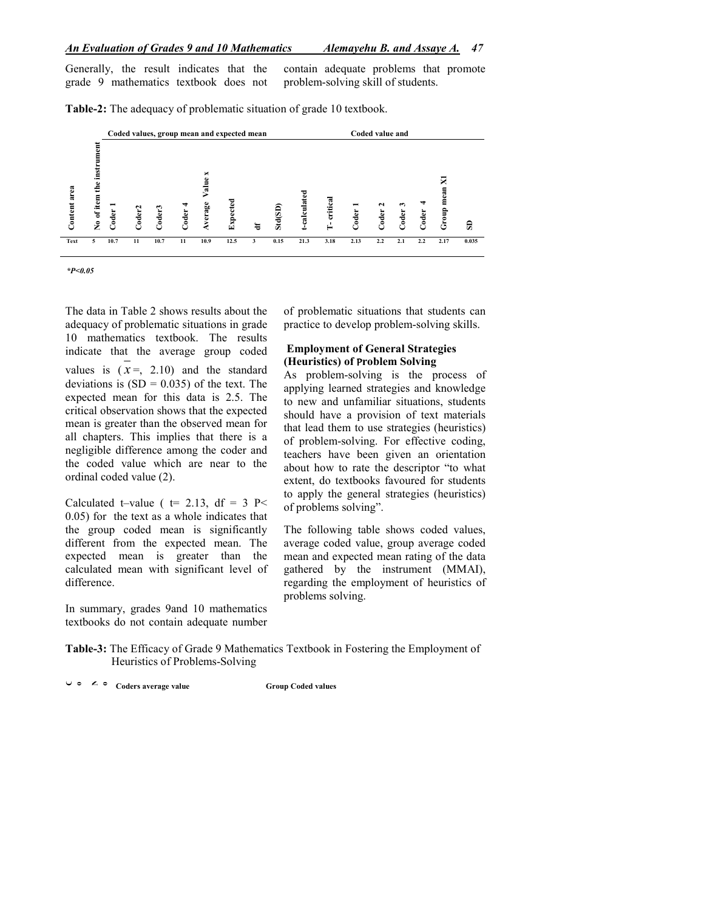Generally, the result indicates that the grade 9 mathematics textbook does not contain adequate problems that promote problem-solving skill of students.

**Table-2:** The adequacy of problematic situation of grade 10 textbook.

| | | Coded values, group mean and expected mean | | | | | | | | | | Coded value and | | | | | |
|---|---|---|---|---|---|---|---|---|---|---|---|---|---|---|---|---|---|
| Content area | No of item the instrument | Coder 1 | Coder2 | Coder3 | Coder 4 | Average Value x | Expected | df | Std(SD) | t-calculated | T- critical | Coder 1 | Coder 2 | Coder 3 | Coder 4 | Group mean X1 | SD |
| Text | 5 | 10.7 | 11 | 10.7 | 11 | 10.9 | 12.5 | 3 | 0.15 | 21.3 | 3.18 | 2.13 | 2.2 | 2.1 | 2.2 | 2.17 | 0.035 |

**$P<0.05$*

The data in Table 2 shows results about the adequacy of problematic situations in grade 10 mathematics textbook. The results indicate that the average group coded values is ($\bar{x}$ =, 2.10) and the standard deviations is (SD = 0.035) of the text. The expected mean for this data is 2.5. The critical observation shows that the expected mean is greater than the observed mean for all chapters. This implies that there is a negligible difference among the coder and the coded value which are near to the ordinal coded value (2).

Calculated t–value ( t= 2.13, df = 3 $P< 0.05$) for the text as a whole indicates that the group coded mean is significantly different from the expected mean. The expected mean is greater than the calculated mean with significant level of difference.

In summary, grades 9and 10 mathematics textbooks do not contain adequate number of problematic situations that students can practice to develop problem-solving skills.

### Employment of General Strategies (Heuristics) of Problem Solving

As problem-solving is the process of applying learned strategies and knowledge to new and unfamiliar situations, students should have a provision of text materials that lead them to use strategies (heuristics) of problem-solving. For effective coding, teachers have been given an orientation about how to rate the descriptor "to what extent, do textbooks favoured for students to apply the general strategies (heuristics) of problems solving".

The following table shows coded values, average coded value, group average coded mean and expected mean rating of the data gathered by the instrument (MMAI), regarding the employment of heuristics of problems solving.

**Table-3:** The Efficacy of Grade 9 Mathematics Textbook in Fostering the Employment of Heuristics of Problems-Solving

Coders average value    Group Coded values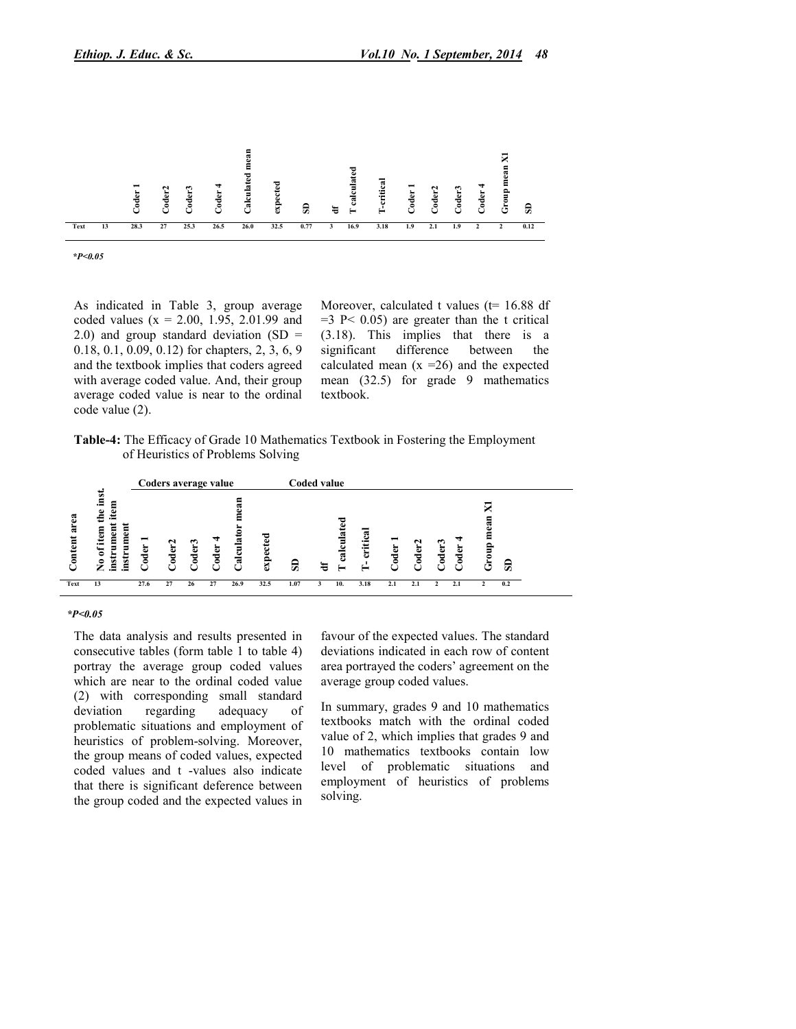|  |  | Coder 1 | Coder2 | Coder3 | Coder 4 | Calculated mean | expected | SD | df | T calculated | T-critical | Coder 1 | Coder2 | Coder3 | Coder 4 | Group mean X1 | SD |
|---|---|---|---|---|---|---|---|---|---|---|---|---|---|---|---|---|---|
| Text | 13 | 28.3 | 27 | 25.3 | 26.5 | 26.0 | 32.5 | 0.77 | 3 | 16.9 | 3.18 | 1.9 | 2.1 | 1.9 | 2 | 2 | 0.12 |

**$*P<0.05$**

As indicated in Table 3, group average coded values (x = 2.00, 1.95, 2.01.99 and 2.0) and group standard deviation (SD = 0.18, 0.1, 0.09, 0.12) for chapters, 2, 3, 6, 9 and the textbook implies that coders agreed with average coded value. And, their group average coded value is near to the ordinal code value (2).

Moreover, calculated t values (t= 16.88 df =3 P< 0.05) are greater than the t critical (3.18). This implies that there is a significant difference between the calculated mean (x =26) and the expected mean (32.5) for grade 9 mathematics textbook.

**Table-4:** The Efficacy of Grade 10 Mathematics Textbook in Fostering the Employment of Heuristics of Problems Solving

|  |  | Coders average value |  |  |  |  |  |  |  | Coded value |  |  |  |  |  |  |  |
|---|---|---|---|---|---|---|---|---|---|---|---|---|---|---|---|---|---|
| Content area | No of item the inst. instrument item instrument | Coder 1 | Coder2 | Coder3 | Coder 4 | Calculator mean | expected | SD | df | T calculated | T- critical | Coder 1 | Coder2 | Coder3 | Coder 4 | Group mean X1 | SD |
| Text | 13 | 27.6 | 27 | 26 | 27 | 26.9 | 32.5 | 1.07 | 3 | 10. | 3.18 | 2.1 | 2.1 | 2 | 2.1 | 2 | 0.2 |

**$*P<0.05$**

The data analysis and results presented in consecutive tables (form table 1 to table 4) portray the average group coded values which are near to the ordinal coded value (2) with corresponding small standard deviation regarding adequacy of problematic situations and employment of heuristics of problem-solving. Moreover, the group means of coded values, expected coded values and t -values also indicate that there is significant deference between the group coded and the expected values in favour of the expected values. The standard deviations indicated in each row of content area portrayed the coders' agreement on the average group coded values.

In summary, grades 9 and 10 mathematics textbooks match with the ordinal coded value of 2, which implies that grades 9 and 10 mathematics textbooks contain low level of problematic situations and employment of heuristics of problems solving.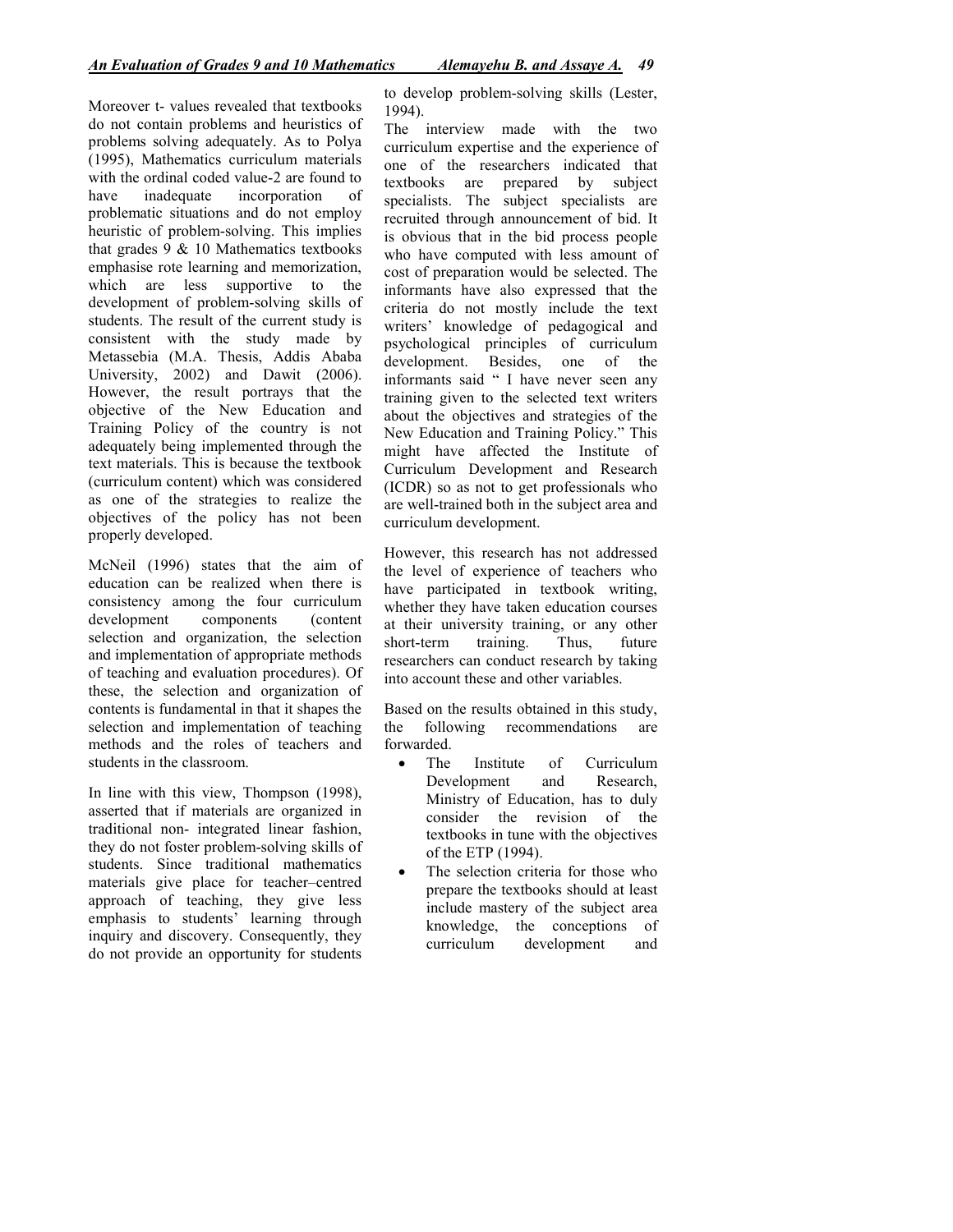Moreover t- values revealed that textbooks do not contain problems and heuristics of problems solving adequately. As to Polya (1995), Mathematics curriculum materials with the ordinal coded value-2 are found to have inadequate incorporation of problematic situations and do not employ heuristic of problem-solving. This implies that grades 9 & 10 Mathematics textbooks emphasise rote learning and memorization, which are less supportive to the development of problem-solving skills of students. The result of the current study is consistent with the study made by Metassebia (M.A. Thesis, Addis Ababa University, 2002) and Dawit (2006). However, the result portrays that the objective of the New Education and Training Policy of the country is not adequately being implemented through the text materials. This is because the textbook (curriculum content) which was considered as one of the strategies to realize the objectives of the policy has not been properly developed.

McNeil (1996) states that the aim of education can be realized when there is consistency among the four curriculum development components (content selection and organization, the selection and implementation of appropriate methods of teaching and evaluation procedures). Of these, the selection and organization of contents is fundamental in that it shapes the selection and implementation of teaching methods and the roles of teachers and students in the classroom.

In line with this view, Thompson (1998), asserted that if materials are organized in traditional non- integrated linear fashion, they do not foster problem-solving skills of students. Since traditional mathematics materials give place for teacher–centred approach of teaching, they give less emphasis to students' learning through inquiry and discovery. Consequently, they do not provide an opportunity for students to develop problem-solving skills (Lester, 1994).

The interview made with the two curriculum expertise and the experience of one of the researchers indicated that textbooks are prepared by subject specialists. The subject specialists are recruited through announcement of bid. It is obvious that in the bid process people who have computed with less amount of cost of preparation would be selected. The informants have also expressed that the criteria do not mostly include the text writers' knowledge of pedagogical and psychological principles of curriculum development. Besides, one of the informants said " I have never seen any training given to the selected text writers about the objectives and strategies of the New Education and Training Policy." This might have affected the Institute of Curriculum Development and Research (ICDR) so as not to get professionals who are well-trained both in the subject area and curriculum development.

However, this research has not addressed the level of experience of teachers who have participated in textbook writing, whether they have taken education courses at their university training, or any other short-term training. Thus, future researchers can conduct research by taking into account these and other variables.

Based on the results obtained in this study, the following recommendations are forwarded.

- The Institute of Curriculum Development and Research, Ministry of Education, has to duly consider the revision of the textbooks in tune with the objectives of the ETP (1994).
- The selection criteria for those who prepare the textbooks should at least include mastery of the subject area knowledge, the conceptions of curriculum development and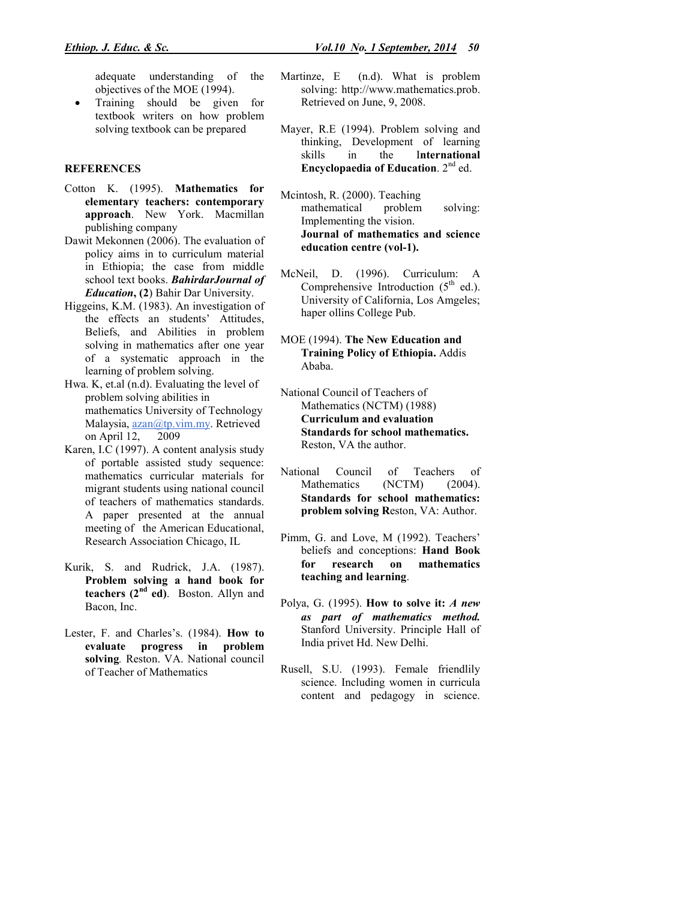adequate understanding of the objectives of the MOE (1994).

- Training should be given for textbook writers on how problem solving textbook can be prepared

**REFERENCES**

Cotton K. (1995). **Mathematics for elementary teachers: contemporary approach**. New York. Macmillan publishing company

Dawit Mekonnen (2006). The evaluation of policy aims in to curriculum material in Ethiopia; the case from middle school text books. ***BahirdarJournal of Education*, (2**) Bahir Dar University.

Higgeins, K.M. (1983). An investigation of the effects an students' Attitudes, Beliefs, and Abilities in problem solving in mathematics after one year of a systematic approach in the learning of problem solving.

Hwa. K, et.al (n.d). Evaluating the level of problem solving abilities in mathematics University of Technology Malaysia, azan@tp.vim.my. Retrieved on April 12, 2009

Karen, I.C (1997). A content analysis study of portable assisted study sequence: mathematics curricular materials for migrant students using national council of teachers of mathematics standards. A paper presented at the annual meeting of the American Educational, Research Association Chicago, IL

Kurik, S. and Rudrick, J.A. (1987). **Problem solving a hand book for teachers (2nd ed)**. Boston. Allyn and Bacon, Inc.

Lester, F. and Charles's. (1984). **How to evaluate progress in problem solving***.* Reston. VA. National council of Teacher of Mathematics

Martinze, E (n.d). What is problem solving: http://www.mathematics.prob. Retrieved on June, 9, 2008.

Mayer, R.E (1994). Problem solving and thinking, Development of learning skills in the I**nternational Encyclopaedia of Education**. 2nd ed.

Mcintosh, R. (2000). Teaching mathematical problem solving: Implementing the vision. **Journal of mathematics and science education centre (vol-1).**

McNeil, D. (1996). Curriculum: A Comprehensive Introduction (5th ed.). University of California, Los Amgeles; haper ollins College Pub.

MOE (1994). **The New Education and Training Policy of Ethiopia.** Addis Ababa.

National Council of Teachers of Mathematics (NCTM) (1988) **Curriculum and evaluation Standards for school mathematics.** Reston, VA the author.

National Council of Teachers of Mathematics (NCTM) (2004). **Standards for school mathematics: problem solving R**eston, VA: Author.

Pimm, G. and Love, M (1992). Teachers' beliefs and conceptions: **Hand Book for research on mathematics teaching and learning**.

Polya, G. (1995). **How to solve it:** ***A new as part of mathematics method.*** Stanford University. Principle Hall of India privet Hd. New Delhi.

Rusell, S.U. (1993). Female friendlily science. Including women in curricula content and pedagogy in science.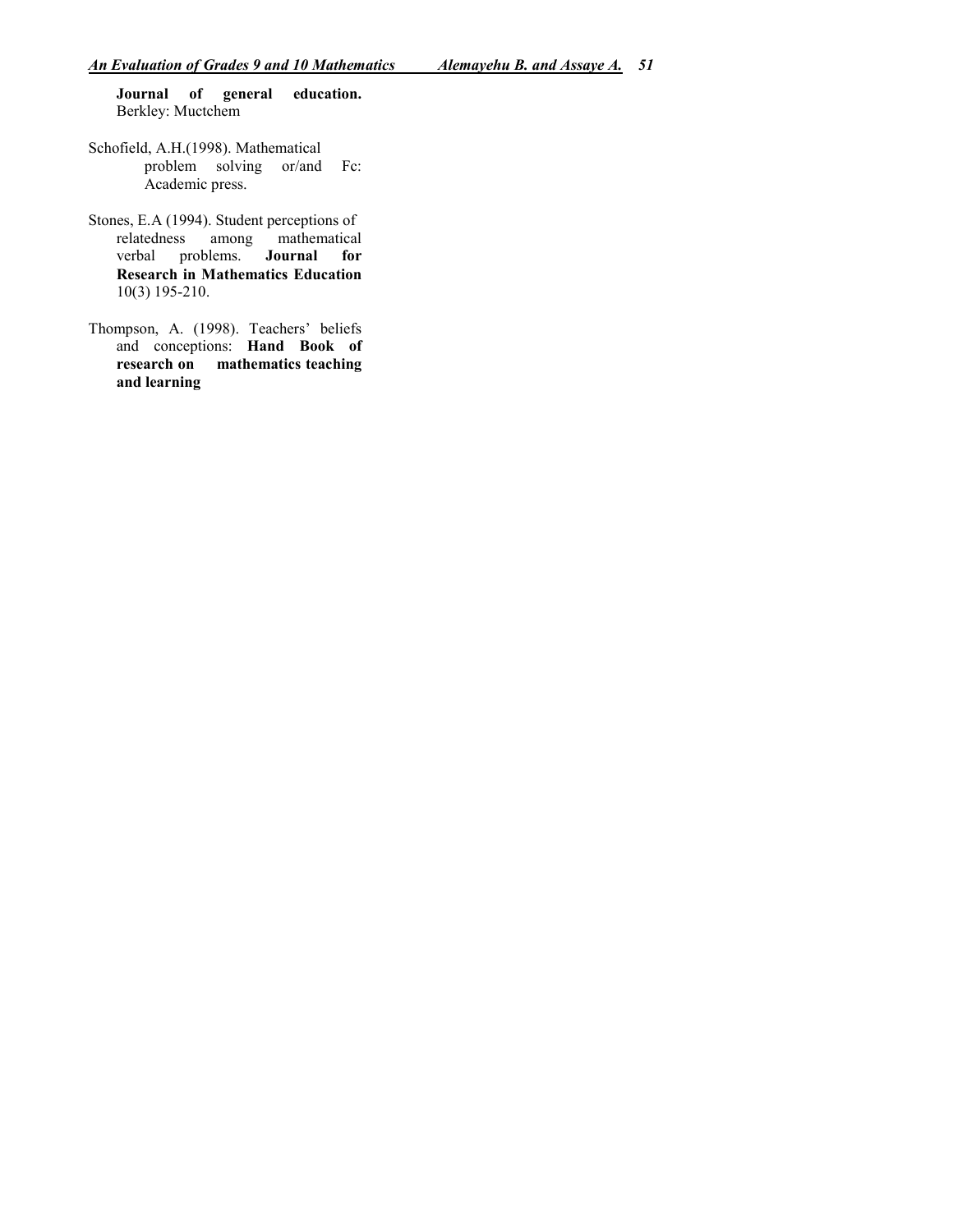**Journal of general education.** Berkley: Muctchem

Schofield, A.H.(1998). Mathematical problem solving or/and Fc: Academic press.

Stones, E.A (1994). Student perceptions of relatedness among mathematical verbal problems. **Journal for Research in Mathematics Education** 10(3) 195-210.

Thompson, A. (1998). Teachers' beliefs and conceptions: **Hand Book of research on mathematics teaching and learning**